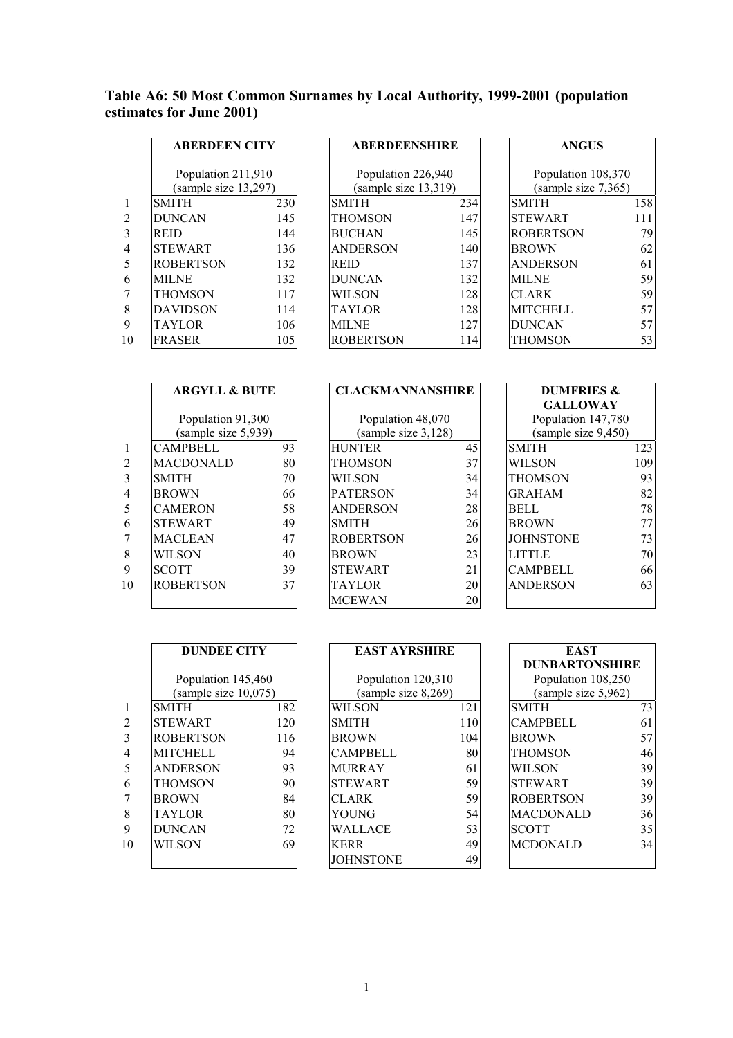**Table A6: 50 Most Common Surnames by Local Authority, 1999-2001 (population estimates for June 2001)**

| | ABERDEEN CITY | | ABERDEENSHIRE | | ANGUS | |
|---|---|---|---|---|---|---|
| | Population 211,910 (sample size 13,297) | | Population 226,940 (sample size 13,319) | | Population 108,370 (sample size 7,365) | |
| 1 | SMITH | 230 | SMITH | 234 | SMITH | 158 |
| 2 | DUNCAN | 145 | THOMSON | 147 | STEWART | 111 |
| 3 | REID | 144 | BUCHAN | 145 | ROBERTSON | 79 |
| 4 | STEWART | 136 | ANDERSON | 140 | BROWN | 62 |
| 5 | ROBERTSON | 132 | REID | 137 | ANDERSON | 61 |
| 6 | MILNE | 132 | DUNCAN | 132 | MILNE | 59 |
| 7 | THOMSON | 117 | WILSON | 128 | CLARK | 59 |
| 8 | DAVIDSON | 114 | TAYLOR | 128 | MITCHELL | 57 |
| 9 | TAYLOR | 106 | MILNE | 127 | DUNCAN | 57 |
| 10 | FRASER | 105 | ROBERTSON | 114 | THOMSON | 53 |

| | ARGYLL & BUTE | | CLACKMANNANSHIRE | | DUMFRIES & GALLOWAY | |
|---|---|---|---|---|---|---|
| | Population 91,300 (sample size 5,939) | | Population 48,070 (sample size 3,128) | | Population 147,780 (sample size 9,450) | |
| 1 | CAMPBELL | 93 | HUNTER | 45 | SMITH | 123 |
| 2 | MACDONALD | 80 | THOMSON | 37 | WILSON | 109 |
| 3 | SMITH | 70 | WILSON | 34 | THOMSON | 93 |
| 4 | BROWN | 66 | PATERSON | 34 | GRAHAM | 82 |
| 5 | CAMERON | 58 | ANDERSON | 28 | BELL | 78 |
| 6 | STEWART | 49 | SMITH | 26 | BROWN | 77 |
| 7 | MACLEAN | 47 | ROBERTSON | 26 | JOHNSTONE | 73 |
| 8 | WILSON | 40 | BROWN | 23 | LITTLE | 70 |
| 9 | SCOTT | 39 | STEWART | 21 | CAMPBELL | 66 |
| 10 | ROBERTSON | 37 | TAYLOR | 20 | ANDERSON | 63 |
| | | | MCEWAN | 20 | | |

| | DUNDEE CITY | | EAST AYRSHIRE | | EAST DUNBARTONSHIRE | |
|---|---|---|---|---|---|---|
| | Population 145,460 (sample size 10,075) | | Population 120,310 (sample size 8,269) | | Population 108,250 (sample size 5,962) | |
| 1 | SMITH | 182 | WILSON | 121 | SMITH | 73 |
| 2 | STEWART | 120 | SMITH | 110 | CAMPBELL | 61 |
| 3 | ROBERTSON | 116 | BROWN | 104 | BROWN | 57 |
| 4 | MITCHELL | 94 | CAMPBELL | 80 | THOMSON | 46 |
| 5 | ANDERSON | 93 | MURRAY | 61 | WILSON | 39 |
| 6 | THOMSON | 90 | STEWART | 59 | STEWART | 39 |
| 7 | BROWN | 84 | CLARK | 59 | ROBERTSON | 39 |
| 8 | TAYLOR | 80 | YOUNG | 54 | MACDONALD | 36 |
| 9 | DUNCAN | 72 | WALLACE | 53 | SCOTT | 35 |
| 10 | WILSON | 69 | KERR | 49 | MCDONALD | 34 |
| | | | JOHNSTONE | 49 | | |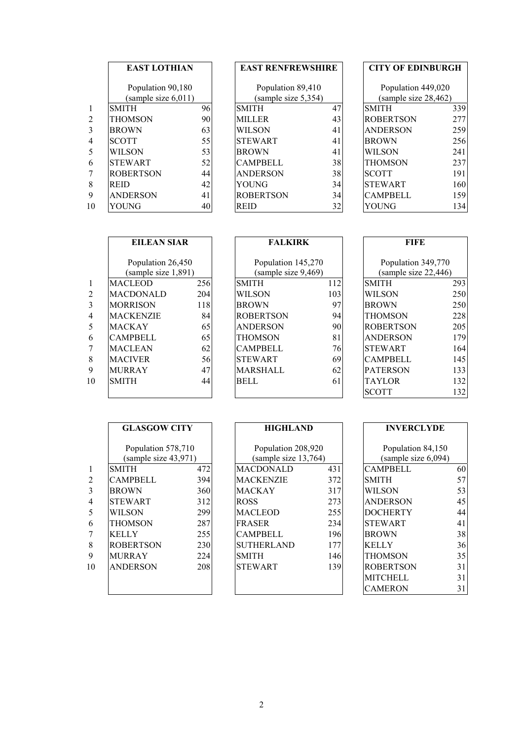| | **EAST LOTHIAN** | |
|---|---|---|
| | Population 90,180 (sample size 6,011) | |
| 1 | SMITH | 96 |
| 2 | THOMSON | 90 |
| 3 | BROWN | 63 |
| 4 | SCOTT | 55 |
| 5 | WILSON | 53 |
| 6 | STEWART | 52 |
| 7 | ROBERTSON | 44 |
| 8 | REID | 42 |
| 9 | ANDERSON | 41 |
| 10 | YOUNG | 40 |

| **EAST RENFREWSHIRE** | |
|---|---|
| Population 89,410 (sample size 5,354) | |
| SMITH | 47 |
| MILLER | 43 |
| WILSON | 41 |
| STEWART | 41 |
| BROWN | 41 |
| CAMPBELL | 38 |
| ANDERSON | 38 |
| YOUNG | 34 |
| ROBERTSON | 34 |
| REID | 32 |

| **CITY OF EDINBURGH** | |
|---|---|
| Population 449,020 (sample size 28,462) | |
| SMITH | 339 |
| ROBERTSON | 277 |
| ANDERSON | 259 |
| BROWN | 256 |
| WILSON | 241 |
| THOMSON | 237 |
| SCOTT | 191 |
| STEWART | 160 |
| CAMPBELL | 159 |
| YOUNG | 134 |

| | **EILEAN SIAR** | |
|---|---|---|
| | Population 26,450 (sample size 1,891) | |
| 1 | MACLEOD | 256 |
| 2 | MACDONALD | 204 |
| 3 | MORRISON | 118 |
| 4 | MACKENZIE | 84 |
| 5 | MACKAY | 65 |
| 6 | CAMPBELL | 65 |
| 7 | MACLEAN | 62 |
| 8 | MACIVER | 56 |
| 9 | MURRAY | 47 |
| 10 | SMITH | 44 |

| **FALKIRK** | |
|---|---|
| Population 145,270 (sample size 9,469) | |
| SMITH | 112 |
| WILSON | 103 |
| BROWN | 97 |
| ROBERTSON | 94 |
| ANDERSON | 90 |
| THOMSON | 81 |
| CAMPBELL | 76 |
| STEWART | 69 |
| MARSHALL | 62 |
| BELL | 61 |

| **FIFE** | |
|---|---|
| Population 349,770 (sample size 22,446) | |
| SMITH | 293 |
| WILSON | 250 |
| BROWN | 250 |
| THOMSON | 228 |
| ROBERTSON | 205 |
| ANDERSON | 179 |
| STEWART | 164 |
| CAMPBELL | 145 |
| PATERSON | 133 |
| TAYLOR | 132 |
| SCOTT | 132 |

| | **GLASGOW CITY** | |
|---|---|---|
| | Population 578,710 (sample size 43,971) | |
| 1 | SMITH | 472 |
| 2 | CAMPBELL | 394 |
| 3 | BROWN | 360 |
| 4 | STEWART | 312 |
| 5 | WILSON | 299 |
| 6 | THOMSON | 287 |
| 7 | KELLY | 255 |
| 8 | ROBERTSON | 230 |
| 9 | MURRAY | 224 |
| 10 | ANDERSON | 208 |

| **HIGHLAND** | |
|---|---|
| Population 208,920 (sample size 13,764) | |
| MACDONALD | 431 |
| MACKENZIE | 372 |
| MACKAY | 317 |
| ROSS | 273 |
| MACLEOD | 255 |
| FRASER | 234 |
| CAMPBELL | 196 |
| SUTHERLAND | 177 |
| SMITH | 146 |
| STEWART | 139 |

| **INVERCLYDE** | |
|---|---|
| Population 84,150 (sample size 6,094) | |
| CAMPBELL | 60 |
| SMITH | 57 |
| WILSON | 53 |
| ANDERSON | 45 |
| DOCHERTY | 44 |
| STEWART | 41 |
| BROWN | 38 |
| KELLY | 36 |
| THOMSON | 35 |
| ROBERTSON | 31 |
| MITCHELL | 31 |
| CAMERON | 31 |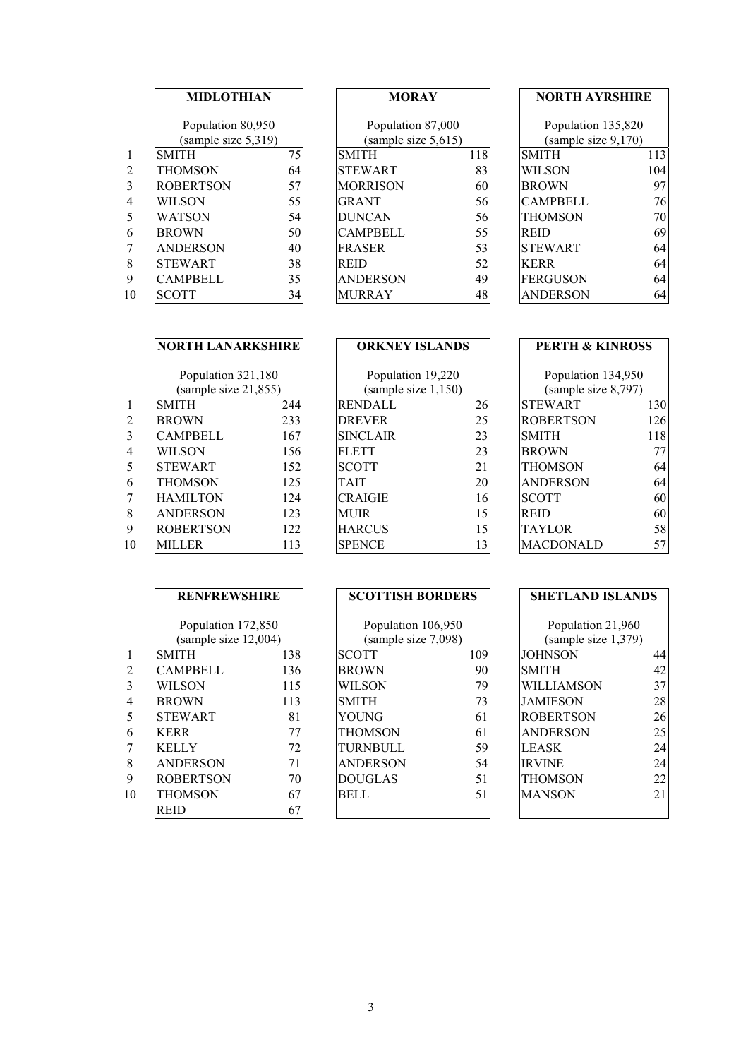### MIDLOTHIAN

Population 80,950 (sample size 5,319)

| | Surname | Count |
|---|---|---|
| 1 | SMITH | 75 |
| 2 | THOMSON | 64 |
| 3 | ROBERTSON | 57 |
| 4 | WILSON | 55 |
| 5 | WATSON | 54 |
| 6 | BROWN | 50 |
| 7 | ANDERSON | 40 |
| 8 | STEWART | 38 |
| 9 | CAMPBELL | 35 |
| 10 | SCOTT | 34 |

### MORAY

Population 87,000 (sample size 5,615)

| | Surname | Count |
|---|---|---|
| 1 | SMITH | 118 |
| 2 | STEWART | 83 |
| 3 | MORRISON | 60 |
| 4 | GRANT | 56 |
| 5 | DUNCAN | 56 |
| 6 | CAMPBELL | 55 |
| 7 | FRASER | 53 |
| 8 | REID | 52 |
| 9 | ANDERSON | 49 |
| 10 | MURRAY | 48 |

### NORTH AYRSHIRE

Population 135,820 (sample size 9,170)

| | Surname | Count |
|---|---|---|
| 1 | SMITH | 113 |
| 2 | WILSON | 104 |
| 3 | BROWN | 97 |
| 4 | CAMPBELL | 76 |
| 5 | THOMSON | 70 |
| 6 | REID | 69 |
| 7 | STEWART | 64 |
| 8 | KERR | 64 |
| 9 | FERGUSON | 64 |
| 10 | ANDERSON | 64 |

### NORTH LANARKSHIRE

Population 321,180 (sample size 21,855)

| | Surname | Count |
|---|---|---|
| 1 | SMITH | 244 |
| 2 | BROWN | 233 |
| 3 | CAMPBELL | 167 |
| 4 | WILSON | 156 |
| 5 | STEWART | 152 |
| 6 | THOMSON | 125 |
| 7 | HAMILTON | 124 |
| 8 | ANDERSON | 123 |
| 9 | ROBERTSON | 122 |
| 10 | MILLER | 113 |

### ORKNEY ISLANDS

Population 19,220 (sample size 1,150)

| | Surname | Count |
|---|---|---|
| 1 | RENDALL | 26 |
| 2 | DREVER | 25 |
| 3 | SINCLAIR | 23 |
| 4 | FLETT | 23 |
| 5 | SCOTT | 21 |
| 6 | TAIT | 20 |
| 7 | CRAIGIE | 16 |
| 8 | MUIR | 15 |
| 9 | HARCUS | 15 |
| 10 | SPENCE | 13 |

### PERTH & KINROSS

Population 134,950 (sample size 8,797)

| | Surname | Count |
|---|---|---|
| 1 | STEWART | 130 |
| 2 | ROBERTSON | 126 |
| 3 | SMITH | 118 |
| 4 | BROWN | 77 |
| 5 | THOMSON | 64 |
| 6 | ANDERSON | 64 |
| 7 | SCOTT | 60 |
| 8 | REID | 60 |
| 9 | TAYLOR | 58 |
| 10 | MACDONALD | 57 |

### RENFREWSHIRE

Population 172,850 (sample size 12,004)

| | Surname | Count |
|---|---|---|
| 1 | SMITH | 138 |
| 2 | CAMPBELL | 136 |
| 3 | WILSON | 115 |
| 4 | BROWN | 113 |
| 5 | STEWART | 81 |
| 6 | KERR | 77 |
| 7 | KELLY | 72 |
| 8 | ANDERSON | 71 |
| 9 | ROBERTSON | 70 |
| 10 | THOMSON | 67 |
| | REID | 67 |

### SCOTTISH BORDERS

Population 106,950 (sample size 7,098)

| | Surname | Count |
|---|---|---|
| 1 | SCOTT | 109 |
| 2 | BROWN | 90 |
| 3 | WILSON | 79 |
| 4 | SMITH | 73 |
| 5 | YOUNG | 61 |
| 6 | THOMSON | 61 |
| 7 | TURNBULL | 59 |
| 8 | ANDERSON | 54 |
| 9 | DOUGLAS | 51 |
| 10 | BELL | 51 |

### SHETLAND ISLANDS

Population 21,960 (sample size 1,379)

| | Surname | Count |
|---|---|---|
| 1 | JOHNSON | 44 |
| 2 | SMITH | 42 |
| 3 | WILLIAMSON | 37 |
| 4 | JAMIESON | 28 |
| 5 | ROBERTSON | 26 |
| 6 | ANDERSON | 25 |
| 7 | LEASK | 24 |
| 8 | IRVINE | 24 |
| 9 | THOMSON | 22 |
| 10 | MANSON | 21 |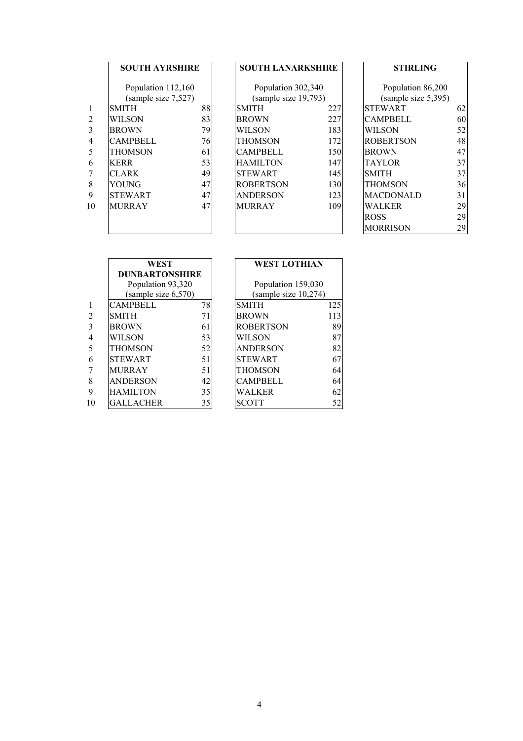| | SOUTH AYRSHIRE | |
|---|---|---|
| | Population 112,160 (sample size 7,527) | |
| 1 | SMITH | 88 |
| 2 | WILSON | 83 |
| 3 | BROWN | 79 |
| 4 | CAMPBELL | 76 |
| 5 | THOMSON | 61 |
| 6 | KERR | 53 |
| 7 | CLARK | 49 |
| 8 | YOUNG | 47 |
| 9 | STEWART | 47 |
| 10 | MURRAY | 47 |

| | SOUTH LANARKSHIRE | |
|---|---|---|
| | Population 302,340 (sample size 19,793) | |
| 1 | SMITH | 227 |
| 2 | BROWN | 227 |
| 3 | WILSON | 183 |
| 4 | THOMSON | 172 |
| 5 | CAMPBELL | 150 |
| 6 | HAMILTON | 147 |
| 7 | STEWART | 145 |
| 8 | ROBERTSON | 130 |
| 9 | ANDERSON | 123 |
| 10 | MURRAY | 109 |

| | STIRLING | |
|---|---|---|
| | Population 86,200 (sample size 5,395) | |
| 1 | STEWART | 62 |
| 2 | CAMPBELL | 60 |
| 3 | WILSON | 52 |
| 4 | ROBERTSON | 48 |
| 5 | BROWN | 47 |
| 6 | TAYLOR | 37 |
| 7 | SMITH | 37 |
| 8 | THOMSON | 36 |
| 9 | MACDONALD | 31 |
| 10 | WALKER | 29 |
| | ROSS | 29 |
| | MORRISON | 29 |

| | WEST DUNBARTONSHIRE | |
|---|---|---|
| | Population 93,320 (sample size 6,570) | |
| 1 | CAMPBELL | 78 |
| 2 | SMITH | 71 |
| 3 | BROWN | 61 |
| 4 | WILSON | 53 |
| 5 | THOMSON | 52 |
| 6 | STEWART | 51 |
| 7 | MURRAY | 51 |
| 8 | ANDERSON | 42 |
| 9 | HAMILTON | 35 |
| 10 | GALLACHER | 35 |

| | WEST LOTHIAN | |
|---|---|---|
| | Population 159,030 (sample size 10,274) | |
| 1 | SMITH | 125 |
| 2 | BROWN | 113 |
| 3 | ROBERTSON | 89 |
| 4 | WILSON | 87 |
| 5 | ANDERSON | 82 |
| 6 | STEWART | 67 |
| 7 | THOMSON | 64 |
| 8 | CAMPBELL | 64 |
| 9 | WALKER | 62 |
| 10 | SCOTT | 52 |